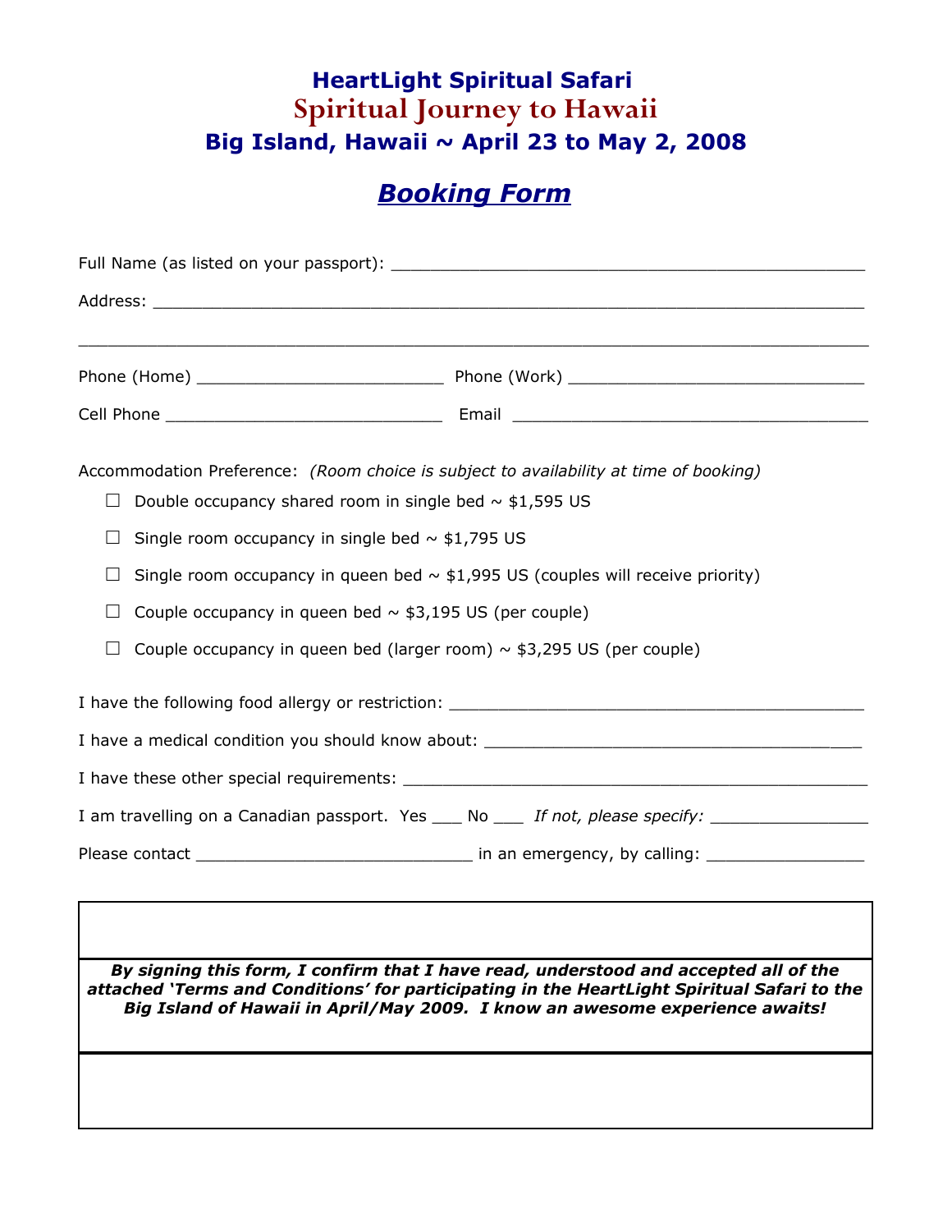# HeartLight Spiritual Safari

## Spiritual Journey to Hawaii

### Big Island, Hawaii ~ April 23 to May 2, 2008

## ***Booking Form***

Full Name (as listed on your passport): ___________________________________________

Address: ___________________________________________________________________

___________________________________________________________________________

Phone (Home) ______________________ Phone (Work) ___________________________

Cell Phone _________________________ Email _________________________________

Accommodation Preference: *(Room choice is subject to availability at time of booking)*

- ☐ Double occupancy shared room in single bed ~ $1,595 US
- ☐ Single room occupancy in single bed ~ $1,795 US
- ☐ Single room occupancy in queen bed ~ $1,995 US (couples will receive priority)
- ☐ Couple occupancy in queen bed ~ $3,195 US (per couple)
- ☐ Couple occupancy in queen bed (larger room) ~ $3,295 US (per couple)

I have the following food allergy or restriction: ______________________________________

I have a medical condition you should know about: ____________________________________

I have these other special requirements: _____________________________________________

I am travelling on a Canadian passport. Yes ___ No ___ *If not, please specify:* ______________

Please contact __________________________ in an emergency, by calling: _______________

***By signing this form, I confirm that I have read, understood and accepted all of the attached 'Terms and Conditions' for participating in the HeartLight Spiritual Safari to the Big Island of Hawaii in April/May 2009. I know an awesome experience awaits!***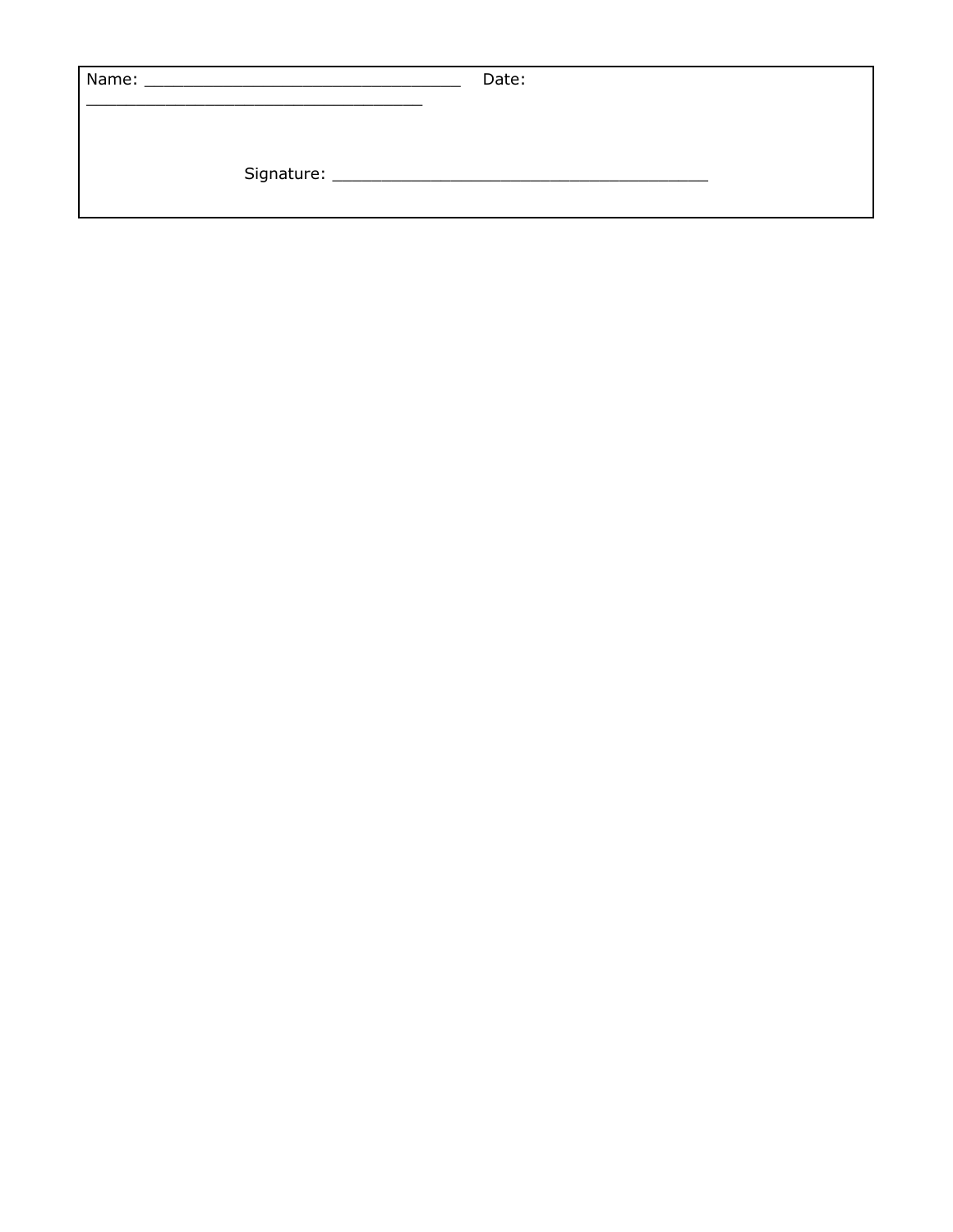Name: ___________________________________ Date: _____________________________________

Signature: _________________________________________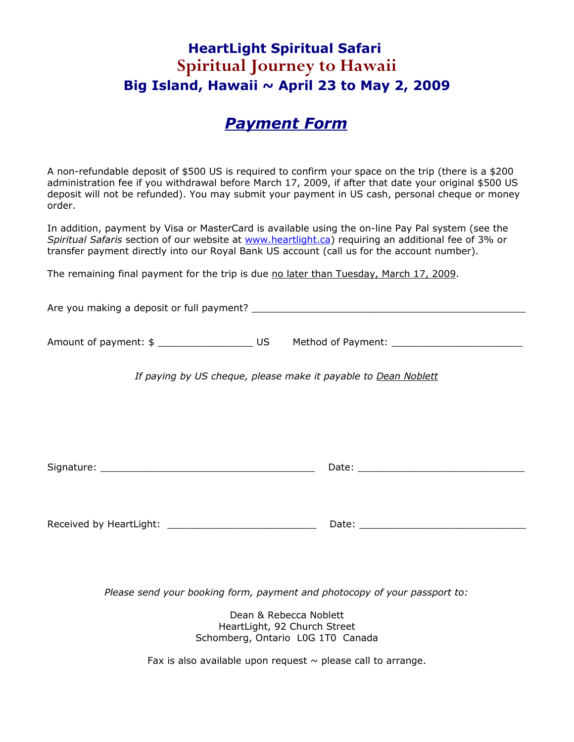# HeartLight Spiritual Safari

## Spiritual Journey to Hawaii

### Big Island, Hawaii ~ April 23 to May 2, 2009

## ***Payment Form***

A non-refundable deposit of $500 US is required to confirm your space on the trip (there is a $200 administration fee if you withdrawal before March 17, 2009, if after that date your original $500 US deposit will not be refunded). You may submit your payment in US cash, personal cheque or money order.

In addition, payment by Visa or MasterCard is available using the on-line Pay Pal system (see the *Spiritual Safaris* section of our website at www.heartlight.ca) requiring an additional fee of 3% or transfer payment directly into our Royal Bank US account (call us for the account number).

The remaining final payment for the trip is due no later than Tuesday, March 17, 2009.

Are you making a deposit or full payment? ________________________________________________

Amount of payment: $ ________________ US    Method of Payment: ______________________

*If paying by US cheque, please make it payable to Dean Noblett*

Signature: ____________________________________    Date: _____________________________

Received by HeartLight: __________________________    Date: _____________________________

*Please send your booking form, payment and photocopy of your passport to:*

Dean & Rebecca Noblett  
HeartLight, 92 Church Street  
Schomberg, Ontario L0G 1T0 Canada

Fax is also available upon request ~ please call to arrange.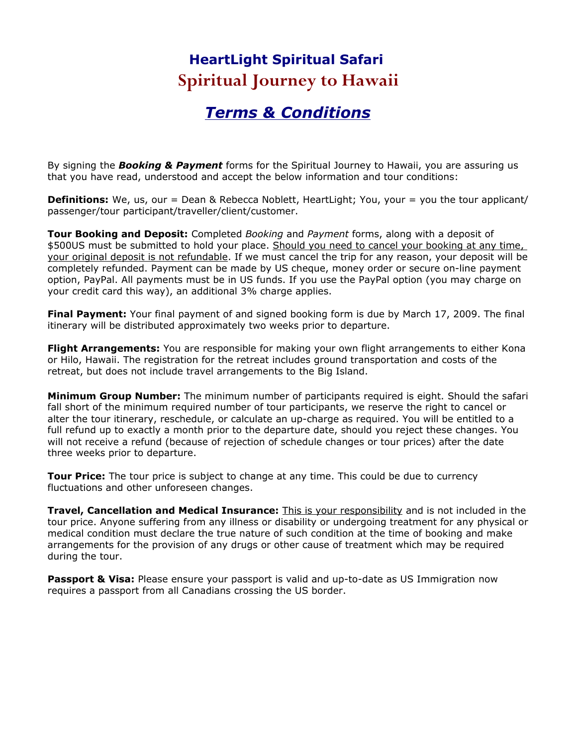# HeartLight Spiritual Safari

# Spiritual Journey to Hawaii

## *Terms & Conditions*

By signing the ***Booking & Payment*** forms for the Spiritual Journey to Hawaii, you are assuring us that you have read, understood and accept the below information and tour conditions:

**Definitions:** We, us, our = Dean & Rebecca Noblett, HeartLight; You, your = you the tour applicant/ passenger/tour participant/traveller/client/customer.

**Tour Booking and Deposit:** Completed *Booking* and *Payment* forms, along with a deposit of $500US must be submitted to hold your place. Should you need to cancel your booking at any time, your original deposit is not refundable. If we must cancel the trip for any reason, your deposit will be completely refunded. Payment can be made by US cheque, money order or secure on-line payment option, PayPal. All payments must be in US funds. If you use the PayPal option (you may charge on your credit card this way), an additional 3% charge applies.

**Final Payment:** Your final payment of and signed booking form is due by March 17, 2009. The final itinerary will be distributed approximately two weeks prior to departure.

**Flight Arrangements:** You are responsible for making your own flight arrangements to either Kona or Hilo, Hawaii. The registration for the retreat includes ground transportation and costs of the retreat, but does not include travel arrangements to the Big Island.

**Minimum Group Number:** The minimum number of participants required is eight. Should the safari fall short of the minimum required number of tour participants, we reserve the right to cancel or alter the tour itinerary, reschedule, or calculate an up-charge as required. You will be entitled to a full refund up to exactly a month prior to the departure date, should you reject these changes. You will not receive a refund (because of rejection of schedule changes or tour prices) after the date three weeks prior to departure.

**Tour Price:** The tour price is subject to change at any time. This could be due to currency fluctuations and other unforeseen changes.

**Travel, Cancellation and Medical Insurance:** This is your responsibility and is not included in the tour price. Anyone suffering from any illness or disability or undergoing treatment for any physical or medical condition must declare the true nature of such condition at the time of booking and make arrangements for the provision of any drugs or other cause of treatment which may be required during the tour.

**Passport & Visa:** Please ensure your passport is valid and up-to-date as US Immigration now requires a passport from all Canadians crossing the US border.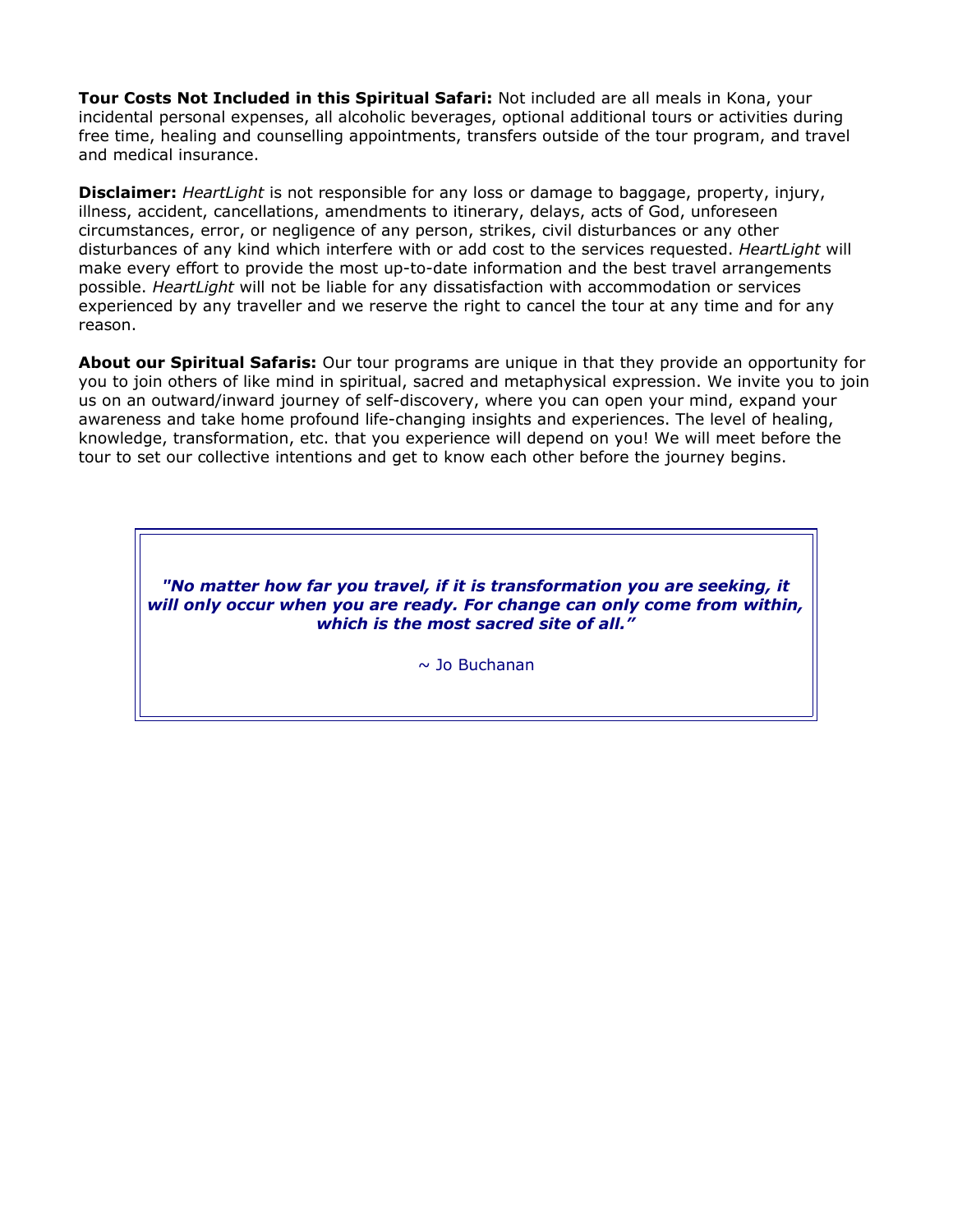**Tour Costs Not Included in this Spiritual Safari:** Not included are all meals in Kona, your incidental personal expenses, all alcoholic beverages, optional additional tours or activities during free time, healing and counselling appointments, transfers outside of the tour program, and travel and medical insurance.

**Disclaimer:** *HeartLight* is not responsible for any loss or damage to baggage, property, injury, illness, accident, cancellations, amendments to itinerary, delays, acts of God, unforeseen circumstances, error, or negligence of any person, strikes, civil disturbances or any other disturbances of any kind which interfere with or add cost to the services requested. *HeartLight* will make every effort to provide the most up-to-date information and the best travel arrangements possible. *HeartLight* will not be liable for any dissatisfaction with accommodation or services experienced by any traveller and we reserve the right to cancel the tour at any time and for any reason.

**About our Spiritual Safaris:** Our tour programs are unique in that they provide an opportunity for you to join others of like mind in spiritual, sacred and metaphysical expression. We invite you to join us on an outward/inward journey of self-discovery, where you can open your mind, expand your awareness and take home profound life-changing insights and experiences. The level of healing, knowledge, transformation, etc. that you experience will depend on you! We will meet before the tour to set our collective intentions and get to know each other before the journey begins.

> ***"No matter how far you travel, if it is transformation you are seeking, it will only occur when you are ready. For change can only come from within, which is the most sacred site of all."***
>
> ~ Jo Buchanan